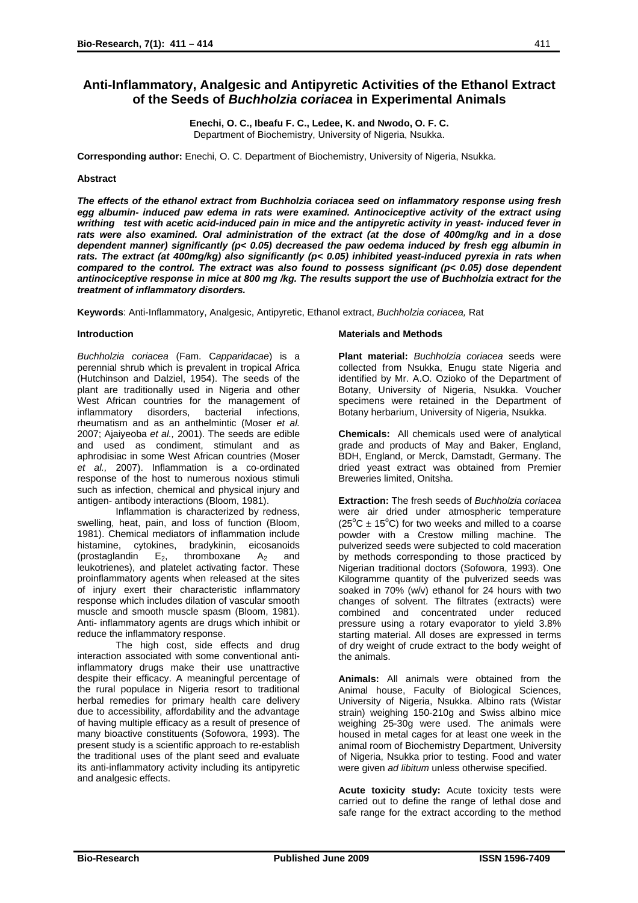# Anti-Inflammatory, Analgesic and Antipyretic Activities of the Ethanol Extract of the Seeds of *Buchholzia coriacea* in Experimental Animals

**Enechi, O. C., Ibeafu F. C., Ledee, K. and Nwodo, O. F. C.**
Department of Biochemistry, University of Nigeria, Nsukka.

**Corresponding author:** Enechi, O. C. Department of Biochemistry, University of Nigeria, Nsukka.

**Abstract**

***The effects of the ethanol extract from Buchholzia coriacea seed on inflammatory response using fresh egg albumin- induced paw edema in rats were examined. Antinociceptive activity of the extract using writhing test with acetic acid-induced pain in mice and the antipyretic activity in yeast- induced fever in rats were also examined. Oral administration of the extract (at the dose of 400mg/kg and in a dose dependent manner) significantly ($p< 0.05$) decreased the paw oedema induced by fresh egg albumin in rats. The extract (at 400mg/kg) also significantly ($p< 0.05$) inhibited yeast-induced pyrexia in rats when compared to the control. The extract was also found to possess significant ($p< 0.05$) dose dependent antinociceptive response in mice at 800 mg /kg. The results support the use of Buchholzia extract for the treatment of inflammatory disorders.***

**Keywords**: Anti-Inflammatory, Analgesic, Antipyretic, Ethanol extract, *Buchholzia coriacea,* Rat

**Introduction**

*Buchholzia coriacea* (Fam. C*apparidacae*) is a perennial shrub which is prevalent in tropical Africa (Hutchinson and Dalziel, 1954). The seeds of the plant are traditionally used in Nigeria and other West African countries for the management of inflammatory disorders, bacterial infections, rheumatism and as an anthelmintic (Moser *et al.* 2007; Ajaiyeoba *et al.,* 2001). The seeds are edible and used as condiment, stimulant and as aphrodisiac in some West African countries (Moser *et al.,* 2007). Inflammation is a co-ordinated response of the host to numerous noxious stimuli such as infection, chemical and physical injury and antigen- antibody interactions (Bloom, 1981).

Inflammation is characterized by redness, swelling, heat, pain, and loss of function (Bloom, 1981). Chemical mediators of inflammation include histamine, cytokines, bradykinin, eicosanoids (prostaglandin $E_2$, thromboxane $A_2$ and leukotrienes), and platelet activating factor. These proinflammatory agents when released at the sites of injury exert their characteristic inflammatory response which includes dilation of vascular smooth muscle and smooth muscle spasm (Bloom, 1981). Anti- inflammatory agents are drugs which inhibit or reduce the inflammatory response.

The high cost, side effects and drug interaction associated with some conventional anti-inflammatory drugs make their use unattractive despite their efficacy. A meaningful percentage of the rural populace in Nigeria resort to traditional herbal remedies for primary health care delivery due to accessibility, affordability and the advantage of having multiple efficacy as a result of presence of many bioactive constituents (Sofowora, 1993). The present study is a scientific approach to re-establish the traditional uses of the plant seed and evaluate its anti-inflammatory activity including its antipyretic and analgesic effects.

**Materials and Methods**

**Plant material:** *Buchholzia coriacea* seeds were collected from Nsukka, Enugu state Nigeria and identified by Mr. A.O. Ozioko of the Department of Botany, University of Nigeria, Nsukka. Voucher specimens were retained in the Department of Botany herbarium, University of Nigeria, Nsukka.

**Chemicals:** All chemicals used were of analytical grade and products of May and Baker, England, BDH, England, or Merck, Damstadt, Germany. The dried yeast extract was obtained from Premier Breweries limited, Onitsha.

**Extraction:** The fresh seeds of *Buchholzia coriacea* were air dried under atmospheric temperature ($25^oC \pm 15^oC$) for two weeks and milled to a coarse powder with a Crestow milling machine. The pulverized seeds were subjected to cold maceration by methods corresponding to those practiced by Nigerian traditional doctors (Sofowora, 1993). One Kilogramme quantity of the pulverized seeds was soaked in 70% (w/v) ethanol for 24 hours with two changes of solvent. The filtrates (extracts) were combined and concentrated under reduced pressure using a rotary evaporator to yield 3.8% starting material. All doses are expressed in terms of dry weight of crude extract to the body weight of the animals.

**Animals:** All animals were obtained from the Animal house, Faculty of Biological Sciences, University of Nigeria, Nsukka. Albino rats (Wistar strain) weighing 150-210g and Swiss albino mice weighing 25-30g were used. The animals were housed in metal cages for at least one week in the animal room of Biochemistry Department, University of Nigeria, Nsukka prior to testing. Food and water were given *ad libitum* unless otherwise specified.

**Acute toxicity study:** Acute toxicity tests were carried out to define the range of lethal dose and safe range for the extract according to the method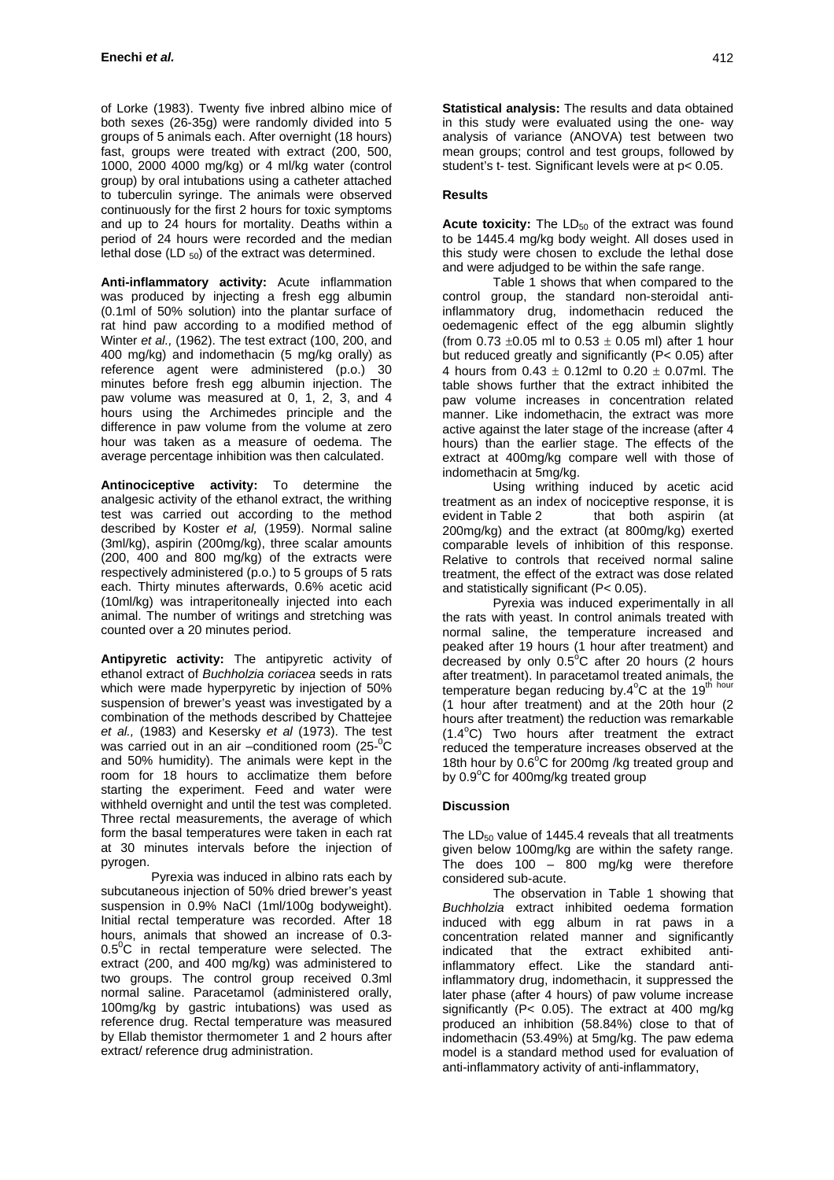of Lorke (1983). Twenty five inbred albino mice of both sexes (26-35g) were randomly divided into 5 groups of 5 animals each. After overnight (18 hours) fast, groups were treated with extract (200, 500, 1000, 2000 4000 mg/kg) or 4 ml/kg water (control group) by oral intubations using a catheter attached to tuberculin syringe. The animals were observed continuously for the first 2 hours for toxic symptoms and up to 24 hours for mortality. Deaths within a period of 24 hours were recorded and the median lethal dose ($LD_{50}$) of the extract was determined.

**Anti-inflammatory activity:** Acute inflammation was produced by injecting a fresh egg albumin (0.1ml of 50% solution) into the plantar surface of rat hind paw according to a modified method of Winter *et al.,* (1962). The test extract (100, 200, and 400 mg/kg) and indomethacin (5 mg/kg orally) as reference agent were administered (p.o.) 30 minutes before fresh egg albumin injection. The paw volume was measured at 0, 1, 2, 3, and 4 hours using the Archimedes principle and the difference in paw volume from the volume at zero hour was taken as a measure of oedema. The average percentage inhibition was then calculated.

**Antinociceptive activity:** To determine the analgesic activity of the ethanol extract, the writhing test was carried out according to the method described by Koster *et al,* (1959). Normal saline (3ml/kg), aspirin (200mg/kg), three scalar amounts (200, 400 and 800 mg/kg) of the extracts were respectively administered (p.o.) to 5 groups of 5 rats each. Thirty minutes afterwards, 0.6% acetic acid (10ml/kg) was intraperitoneally injected into each animal. The number of writings and stretching was counted over a 20 minutes period.

**Antipyretic activity:** The antipyretic activity of ethanol extract of *Buchholzia coriacea* seeds in rats which were made hyperpyretic by injection of 50% suspension of brewer's yeast was investigated by a combination of the methods described by Chattejee *et al.,* (1983) and Kesersky *et al* (1973). The test was carried out in an air –conditioned room (25-$^0$C and 50% humidity). The animals were kept in the room for 18 hours to acclimatize them before starting the experiment. Feed and water were withheld overnight and until the test was completed. Three rectal measurements, the average of which form the basal temperatures were taken in each rat at 30 minutes intervals before the injection of pyrogen.

Pyrexia was induced in albino rats each by subcutaneous injection of 50% dried brewer's yeast suspension in 0.9% NaCl (1ml/100g bodyweight). Initial rectal temperature was recorded. After 18 hours, animals that showed an increase of 0.3-0.5$^0$C in rectal temperature were selected. The extract (200, and 400 mg/kg) was administered to two groups. The control group received 0.3ml normal saline. Paracetamol (administered orally, 100mg/kg by gastric intubations) was used as reference drug. Rectal temperature was measured by Ellab themistor thermometer 1 and 2 hours after extract/ reference drug administration.

**Statistical analysis:** The results and data obtained in this study were evaluated using the one- way analysis of variance (ANOVA) test between two mean groups; control and test groups, followed by student's t- test. Significant levels were at $p < 0.05$.

## Results

**Acute toxicity:** The $LD_{50}$ of the extract was found to be 1445.4 mg/kg body weight. All doses used in this study were chosen to exclude the lethal dose and were adjudged to be within the safe range.

Table 1 shows that when compared to the control group, the standard non-steroidal anti-inflammatory drug, indomethacin reduced the oedemagenic effect of the egg albumin slightly (from 0.73 $\pm$0.05 ml to 0.53 $\pm$ 0.05 ml) after 1 hour but reduced greatly and significantly ($P < 0.05$) after 4 hours from 0.43 $\pm$ 0.12ml to 0.20 $\pm$ 0.07ml. The table shows further that the extract inhibited the paw volume increases in concentration related manner. Like indomethacin, the extract was more active against the later stage of the increase (after 4 hours) than the earlier stage. The effects of the extract at 400mg/kg compare well with those of indomethacin at 5mg/kg.

Using writhing induced by acetic acid treatment as an index of nociceptive response, it is evident in Table 2 that both aspirin (at 200mg/kg) and the extract (at 800mg/kg) exerted comparable levels of inhibition of this response. Relative to controls that received normal saline treatment, the effect of the extract was dose related and statistically significant ($P < 0.05$).

Pyrexia was induced experimentally in all the rats with yeast. In control animals treated with normal saline, the temperature increased and peaked after 19 hours (1 hour after treatment) and decreased by only 0.5$^o$C after 20 hours (2 hours after treatment). In paracetamol treated animals, the temperature began reducing by.4$^o$C at the 19$^{th\ hour}$ (1 hour after treatment) and at the 20th hour (2 hours after treatment) the reduction was remarkable (1.4$^o$C) Two hours after treatment the extract reduced the temperature increases observed at the 18th hour by 0.6$^o$C for 200mg /kg treated group and by 0.9$^o$C for 400mg/kg treated group

## Discussion

The $LD_{50}$ value of 1445.4 reveals that all treatments given below 100mg/kg are within the safety range. The does 100 – 800 mg/kg were therefore considered sub-acute.

The observation in Table 1 showing that *Buchholzia* extract inhibited oedema formation induced with egg album in rat paws in a concentration related manner and significantly indicated that the extract exhibited anti-inflammatory effect. Like the standard anti-inflammatory drug, indomethacin, it suppressed the later phase (after 4 hours) of paw volume increase significantly ($P < 0.05$). The extract at 400 mg/kg produced an inhibition (58.84%) close to that of indomethacin (53.49%) at 5mg/kg. The paw edema model is a standard method used for evaluation of anti-inflammatory activity of anti-inflammatory,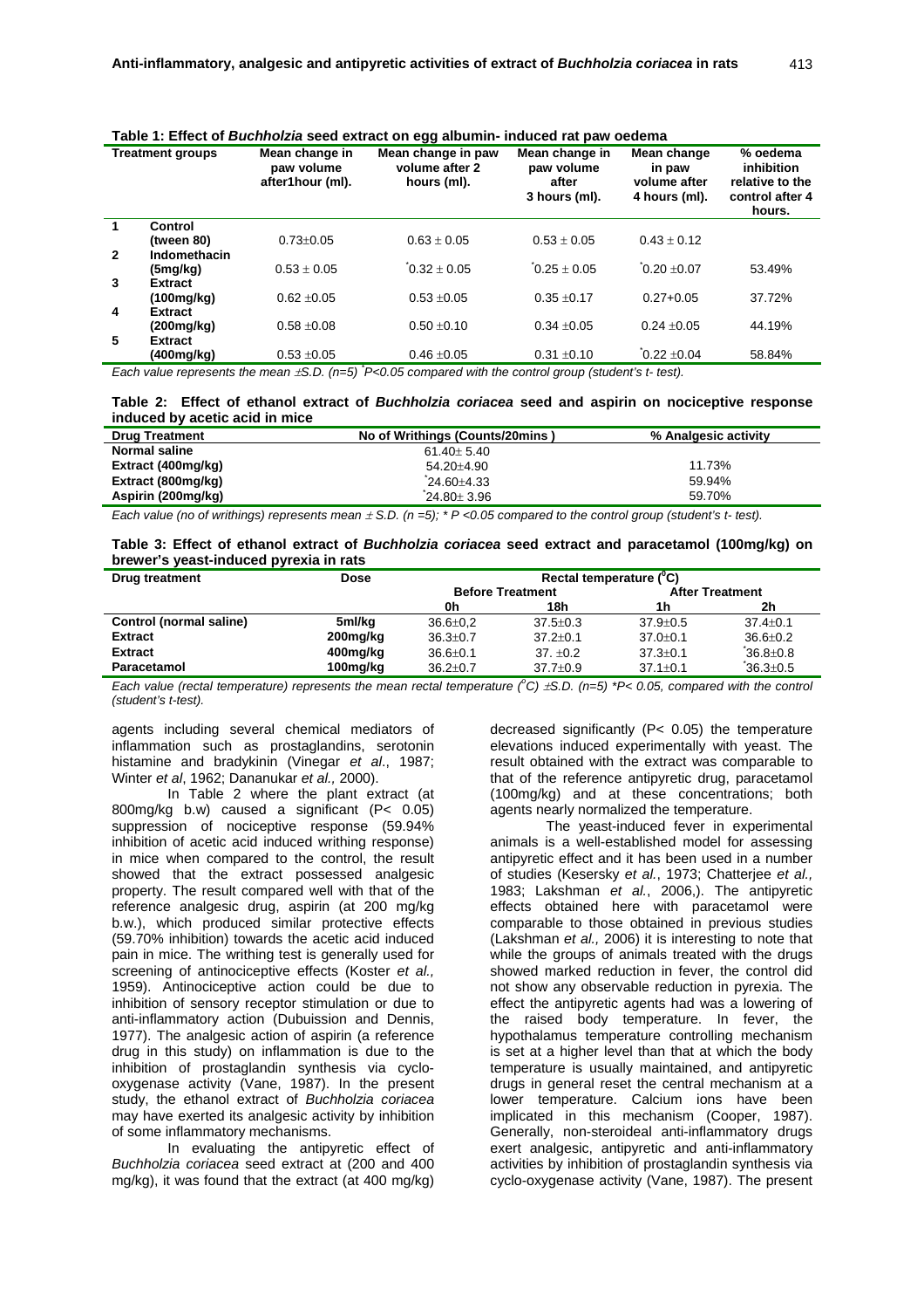**Table 1: Effect of *Buchholzia* seed extract on egg albumin- induced rat paw oedema**

| | Treatment groups | Mean change in paw volume after1hour (ml). | Mean change in paw volume after 2 hours (ml). | Mean change in paw volume after 3 hours (ml). | Mean change in paw volume after 4 hours (ml). | % oedema inhibition relative to the control after 4 hours. |
|---|---|---|---|---|---|---|
| 1 | **Control (tween 80)** | 0.73±0.05 | 0.63 ± 0.05 | 0.53 ± 0.05 | 0.43 ± 0.12 | |
| 2 | **Indomethacin (5mg/kg)** | 0.53 ± 0.05 | *0.32 ± 0.05 | *0.25 ± 0.05 | *0.20 ±0.07 | 53.49% |
| 3 | **Extract (100mg/kg)** | 0.62 ±0.05 | 0.53 ±0.05 | 0.35 ±0.17 | 0.27+0.05 | 37.72% |
| 4 | **Extract (200mg/kg)** | 0.58 ±0.08 | 0.50 ±0.10 | 0.34 ±0.05 | 0.24 ±0.05 | 44.19% |
| 5 | **Extract (400mg/kg)** | 0.53 ±0.05 | 0.46 ±0.05 | 0.31 ±0.10 | *0.22 ±0.04 | 58.84% |

*Each value represents the mean ±S.D. (n=5) *P<0.05 compared with the control group (student's t- test).*

**Table 2: Effect of ethanol extract of *Buchholzia coriacea* seed and aspirin on nociceptive response induced by acetic acid in mice**

| Drug Treatment | No of Writhings (Counts/20mins ) | % Analgesic activity |
|---|---|---|
| **Normal saline** | 61.40± 5.40 | |
| **Extract (400mg/kg)** | 54.20±4.90 | 11.73% |
| **Extract (800mg/kg)** | *24.60±4.33 | 59.94% |
| **Aspirin (200mg/kg)** | *24.80± 3.96 | 59.70% |

*Each value (no of writhings) represents mean ± S.D. (n =5); * P <0.05 compared to the control group (student's t- test).*

**Table 3: Effect of ethanol extract of *Buchholzia coriacea* seed extract and paracetamol (100mg/kg) on brewer's yeast-induced pyrexia in rats**

| Drug treatment | Dose | Rectal temperature ($^0$C) | | | |
|---|---|---|---|---|---|
| | | **Before Treatment** | | **After Treatment** | |
| | | 0h | 18h | 1h | 2h |
| **Control (normal saline)** | 5ml/kg | 36.6±0,2 | 37.5±0.3 | 37.9±0.5 | 37.4±0.1 |
| **Extract** | 200mg/kg | 36.3±0.7 | 37.2±0.1 | 37.0±0.1 | 36.6±0.2 |
| **Extract** | 400mg/kg | 36.6±0.1 | 37. ±0.2 | 37.3±0.1 | *36.8±0.8 |
| **Paracetamol** | 100mg/kg | 36.2±0.7 | 37.7±0.9 | 37.1±0.1 | *36.3±0.5 |

*Each value (rectal temperature ($^0$C) represents the mean rectal temperature ($^0$C) ±S.D. (n=5) *P< 0.05, compared with the control (student's t-test).*

agents including several chemical mediators of inflammation such as prostaglandins, serotonin histamine and bradykinin (Vinegar *et al*., 1987; Winter *et al*, 1962; Dananukar *et al.,* 2000).

In Table 2 where the plant extract (at 800mg/kg b.w) caused a significant (P< 0.05) suppression of nociceptive response (59.94% inhibition of acetic acid induced writhing response) in mice when compared to the control, the result showed that the extract possessed analgesic property. The result compared well with that of the reference analgesic drug, aspirin (at 200 mg/kg b.w.), which produced similar protective effects (59.70% inhibition) towards the acetic acid induced pain in mice. The writhing test is generally used for screening of antinociceptive effects (Koster *et al.,* 1959). Antinociceptive action could be due to inhibition of sensory receptor stimulation or due to anti-inflammatory action (Dubuission and Dennis, 1977). The analgesic action of aspirin (a reference drug in this study) on inflammation is due to the inhibition of prostaglandin synthesis via cyclo-oxygenase activity (Vane, 1987). In the present study, the ethanol extract of *Buchholzia coriacea* may have exerted its analgesic activity by inhibition of some inflammatory mechanisms.

In evaluating the antipyretic effect of *Buchholzia coriacea* seed extract at (200 and 400 mg/kg), it was found that the extract (at 400 mg/kg) decreased significantly (P< 0.05) the temperature elevations induced experimentally with yeast. The result obtained with the extract was comparable to that of the reference antipyretic drug, paracetamol (100mg/kg) and at these concentrations; both agents nearly normalized the temperature.

The yeast-induced fever in experimental animals is a well-established model for assessing antipyretic effect and it has been used in a number of studies (Kesersky *et al.*, 1973; Chatterjee *et al.,* 1983; Lakshman *et al.*, 2006,). The antipyretic effects obtained here with paracetamol were comparable to those obtained in previous studies (Lakshman *et al.,* 2006) it is interesting to note that while the groups of animals treated with the drugs showed marked reduction in fever, the control did not show any observable reduction in pyrexia. The effect the antipyretic agents had was a lowering of the raised body temperature. In fever, the hypothalamus temperature controlling mechanism is set at a higher level than that at which the body temperature is usually maintained, and antipyretic drugs in general reset the central mechanism at a lower temperature. Calcium ions have been implicated in this mechanism (Cooper, 1987). Generally, non-steroideal anti-inflammatory drugs exert analgesic, antipyretic and anti-inflammatory activities by inhibition of prostaglandin synthesis via cyclo-oxygenase activity (Vane, 1987). The present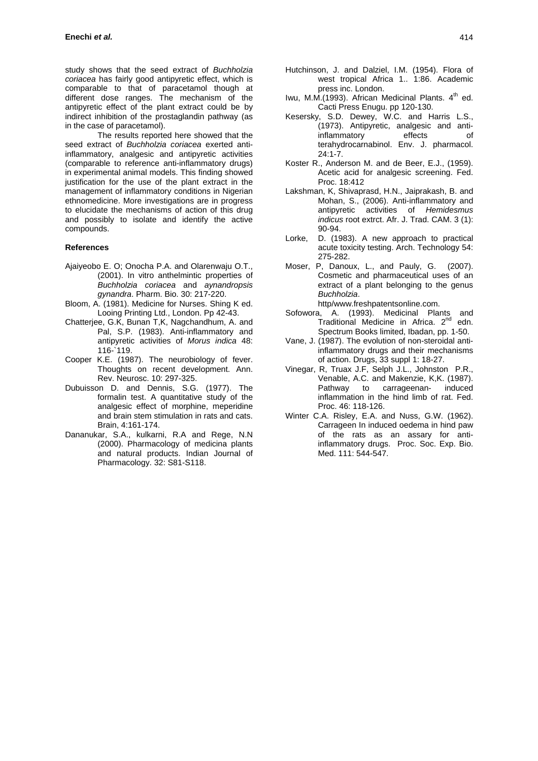study shows that the seed extract of *Buchholzia coriacea* has fairly good antipyretic effect, which is comparable to that of paracetamol though at different dose ranges. The mechanism of the antipyretic effect of the plant extract could be by indirect inhibition of the prostaglandin pathway (as in the case of paracetamol).

The results reported here showed that the seed extract of *Buchholzia coriacea* exerted anti-inflammatory, analgesic and antipyretic activities (comparable to reference anti-inflammatory drugs) in experimental animal models. This finding showed justification for the use of the plant extract in the management of inflammatory conditions in Nigerian ethnomedicine. More investigations are in progress to elucidate the mechanisms of action of this drug and possibly to isolate and identify the active compounds.

**References**

Ajaiyeobo E. O; Onocha P.A. and Olarenwaju O.T., (2001). In vitro anthelmintic properties of *Buchholzia coriacea* and *aynandropsis gynandra*. Pharm. Bio. 30: 217-220.

Bloom, A. (1981). Medicine for Nurses. Shing K ed. Looing Printing Ltd., London. Pp 42-43.

Chatterjee, G.K, Bunan T,K, Nagchandhum, A. and Pal, S.P. (1983). Anti-inflammatory and antipyretic activities of *Morus indica* 48: 116-`119.

Cooper K.E. (1987). The neurobiology of fever. Thoughts on recent development. Ann. Rev. Neurosc. 10: 297-325.

Dubuisson D. and Dennis, S.G. (1977). The formalin test. A quantitative study of the analgesic effect of morphine, meperidine and brain stem stimulation in rats and cats. Brain, 4:161-174.

Dananukar, S.A., kulkarni, R.A and Rege, N.N (2000). Pharmacology of medicina plants and natural products. Indian Journal of Pharmacology. 32: S81-S118.

Hutchinson, J. and Dalziel, I.M. (1954). Flora of west tropical Africa 1.. 1:86. Academic press inc. London.

Iwu, M.M.(1993). African Medicinal Plants. 4th ed. Cacti Press Enugu. pp 120-130.

Kesersky, S.D. Dewey, W.C. and Harris L.S., (1973). Antipyretic, analgesic and anti-inflammatory effects of terahydrocarnabinol. Env. J. pharmacol. 24:1-7.

Koster R., Anderson M. and de Beer, E.J., (1959). Acetic acid for analgesic screening. Fed. Proc. 18:412

Lakshman, K, Shivaprasd, H.N., Jaiprakash, B. and Mohan, S., (2006). Anti-inflammatory and antipyretic activities of *Hemidesmus indicus* root extrct. Afr. J. Trad. CAM. 3 (1): 90-94.

Lorke, D. (1983). A new approach to practical acute toxicity testing. Arch. Technology 54: 275-282.

Moser, P, Danoux, L., and Pauly, G. (2007). Cosmetic and pharmaceutical uses of an extract of a plant belonging to the genus *Buchholzia*. http/www.freshpatentsonline.com.

Sofowora, A. (1993). Medicinal Plants and Traditional Medicine in Africa. 2nd edn. Spectrum Books limited, Ibadan, pp. 1-50.

Vane, J. (1987). The evolution of non-steroidal anti-inflammatory drugs and their mechanisms of action. Drugs, 33 suppl 1: 18-27.

Vinegar, R, Truax J.F, Selph J.L., Johnston P.R., Venable, A.C. and Makenzie, K,K. (1987). Pathway to carrageenan- induced inflammation in the hind limb of rat. Fed. Proc. 46: 118-126.

Winter C.A. Risley, E.A. and Nuss, G.W. (1962). Carrageen In induced oedema in hind paw of the rats as an assary for anti-inflammatory drugs. Proc. Soc. Exp. Bio. Med. 111: 544-547.